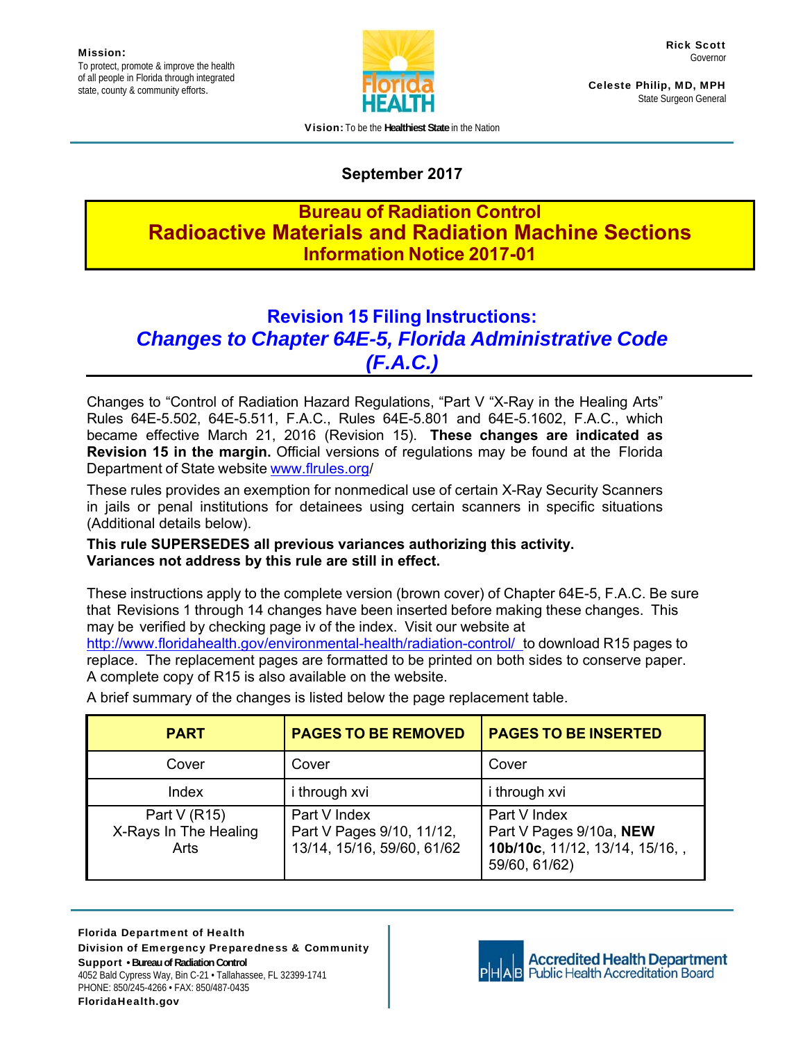**Mission:**
To protect, promote & improve the health of all people in Florida through integrated state, county & community efforts.

**Rick Scott**
Governor

**Celeste Philip, MD, MPH**
State Surgeon General

**Vision:** To be the **Healthiest State** in the Nation

**September 2017**

# Bureau of Radiation Control
# Radioactive Materials and Radiation Machine Sections
# Information Notice 2017-01

## Revision 15 Filing Instructions:
## *Changes to Chapter 64E-5, Florida Administrative Code (F.A.C.)*

Changes to "Control of Radiation Hazard Regulations, "Part V "X-Ray in the Healing Arts" Rules 64E-5.502, 64E-5.511, F.A.C., Rules 64E-5.801 and 64E-5.1602, F.A.C., which became effective March 21, 2016 (Revision 15). **These changes are indicated as Revision 15 in the margin.** Official versions of regulations may be found at the Florida Department of State website www.flrules.org/

These rules provides an exemption for nonmedical use of certain X-Ray Security Scanners in jails or penal institutions for detainees using certain scanners in specific situations (Additional details below).

**This rule SUPERSEDES all previous variances authorizing this activity. Variances not address by this rule are still in effect.**

These instructions apply to the complete version (brown cover) of Chapter 64E-5, F.A.C. Be sure that Revisions 1 through 14 changes have been inserted before making these changes. This may be verified by checking page iv of the index. Visit our website at http://www.floridahealth.gov/environmental-health/radiation-control/ to download R15 pages to replace. The replacement pages are formatted to be printed on both sides to conserve paper. A complete copy of R15 is also available on the website.

A brief summary of the changes is listed below the page replacement table.

| PART | PAGES TO BE REMOVED | PAGES TO BE INSERTED |
|---|---|---|
| Cover | Cover | Cover |
| Index | i through xvi | i through xvi |
| Part V (R15) X-Rays In The Healing Arts | Part V Index Part V Pages 9/10, 11/12, 13/14, 15/16, 59/60, 61/62 | Part V Index Part V Pages 9/10a, **NEW 10b/10c**, 11/12, 13/14, 15/16, , 59/60, 61/62) |

**Florida Department of Health**
**Division of Emergency Preparedness & Community Support • Bureau of Radiation Control**
4052 Bald Cypress Way, Bin C-21 • Tallahassee, FL 32399-1741
PHONE: 850/245-4266 • FAX: 850/487-0435
**FloridaHealth.gov**

Accredited Health Department
PHAB Public Health Accreditation Board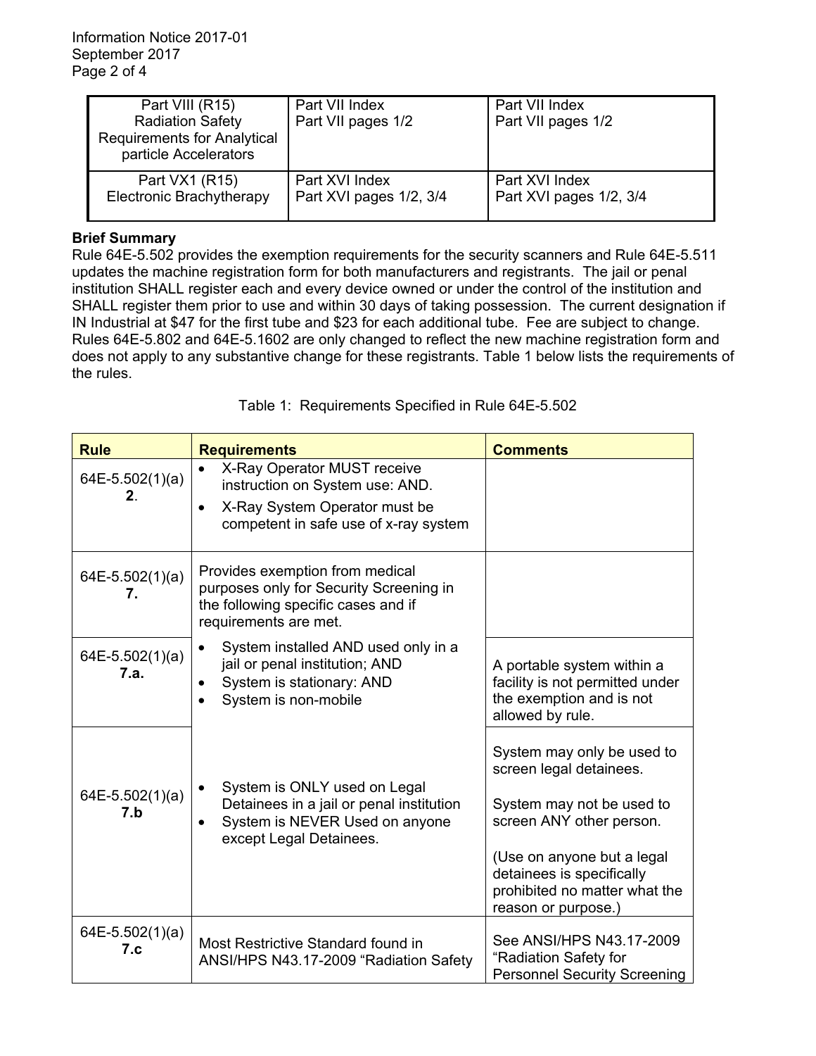| Part VIII (R15) Radiation Safety Requirements for Analytical particle Accelerators | Part VII Index Part VII pages 1/2 | Part VII Index Part VII pages 1/2 |
|---|---|---|
| Part VX1 (R15) Electronic Brachytherapy | Part XVI Index Part XVI pages 1/2, 3/4 | Part XVI Index Part XVI pages 1/2, 3/4 |

**Brief Summary**

Rule 64E-5.502 provides the exemption requirements for the security scanners and Rule 64E-5.511 updates the machine registration form for both manufacturers and registrants. The jail or penal institution SHALL register each and every device owned or under the control of the institution and SHALL register them prior to use and within 30 days of taking possession. The current designation if IN Industrial at $47 for the first tube and $23 for each additional tube. Fee are subject to change. Rules 64E-5.802 and 64E-5.1602 are only changed to reflect the new machine registration form and does not apply to any substantive change for these registrants. Table 1 below lists the requirements of the rules.

Table 1: Requirements Specified in Rule 64E-5.502

| Rule | Requirements | Comments |
|---|---|---|
| 64E-5.502(1)(a) **2**. | • X-Ray Operator MUST receive instruction on System use: AND.<br>• X-Ray System Operator must be competent in safe use of x-ray system | |
| 64E-5.502(1)(a) **7.** | Provides exemption from medical purposes only for Security Screening in the following specific cases and if requirements are met. | |
| 64E-5.502(1)(a) **7.a.** | • System installed AND used only in a jail or penal institution; AND<br>• System is stationary: AND<br>• System is non-mobile | A portable system within a facility is not permitted under the exemption and is not allowed by rule. |
| 64E-5.502(1)(a) **7.b** | • System is ONLY used on Legal Detainees in a jail or penal institution<br>• System is NEVER Used on anyone except Legal Detainees. | System may only be used to screen legal detainees.<br><br>System may not be used to screen ANY other person.<br><br>(Use on anyone but a legal detainees is specifically prohibited no matter what the reason or purpose.) |
| 64E-5.502(1)(a) **7.c** | Most Restrictive Standard found in ANSI/HPS N43.17-2009 "Radiation Safety | See ANSI/HPS N43.17-2009 "Radiation Safety for Personnel Security Screening |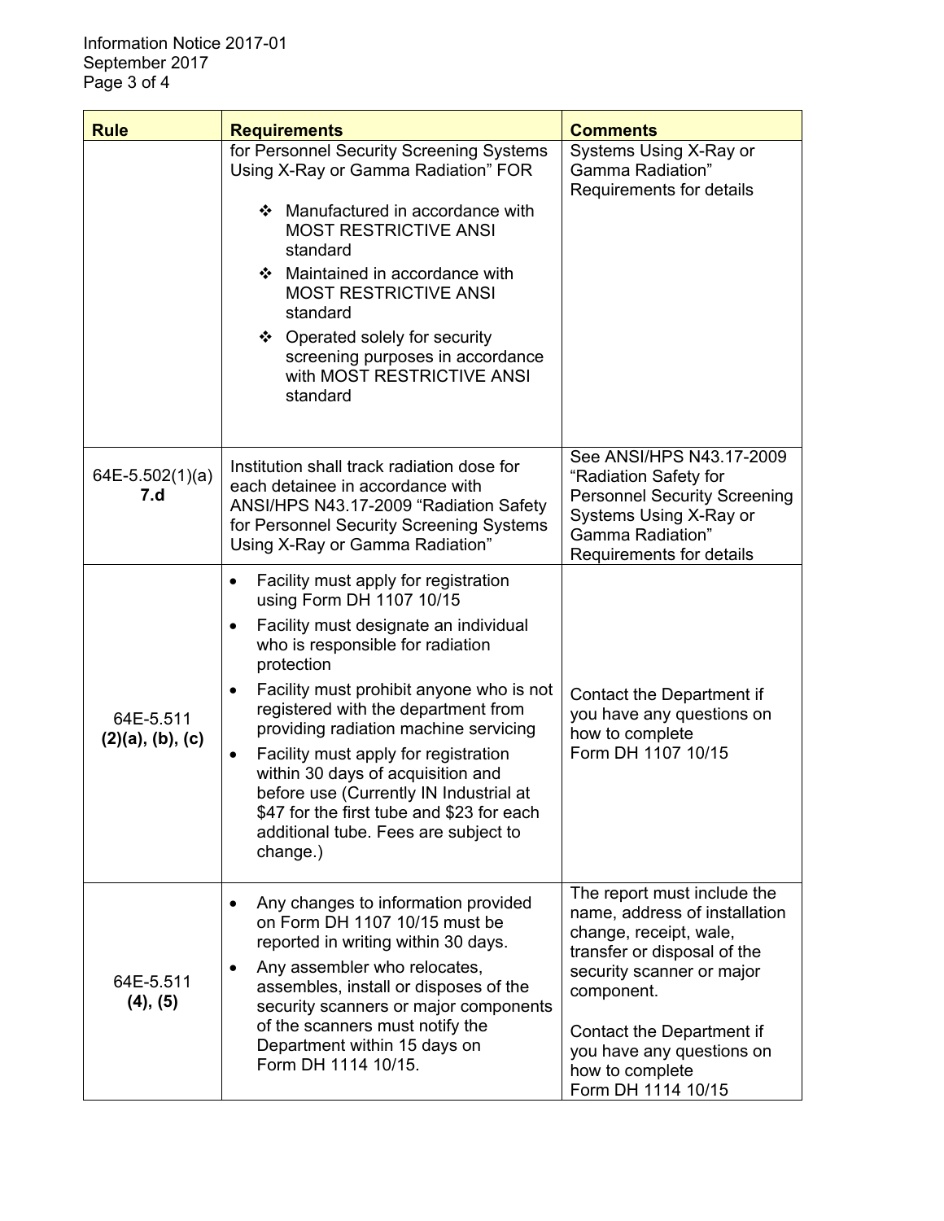| Rule | Requirements | Comments |
|---|---|---|
| | for Personnel Security Screening Systems Using X-Ray or Gamma Radiation" FOR<br><br>❖ Manufactured in accordance with MOST RESTRICTIVE ANSI standard<br>❖ Maintained in accordance with MOST RESTRICTIVE ANSI standard<br>❖ Operated solely for security screening purposes in accordance with MOST RESTRICTIVE ANSI standard | Systems Using X-Ray or Gamma Radiation" Requirements for details |
| 64E-5.502(1)(a) **7.d** | Institution shall track radiation dose for each detainee in accordance with ANSI/HPS N43.17-2009 "Radiation Safety for Personnel Security Screening Systems Using X-Ray or Gamma Radiation" | See ANSI/HPS N43.17-2009 "Radiation Safety for Personnel Security Screening Systems Using X-Ray or Gamma Radiation" Requirements for details |
| 64E-5.511 **(2)(a), (b), (c)** | • Facility must apply for registration using Form DH 1107 10/15<br>• Facility must designate an individual who is responsible for radiation protection<br>• Facility must prohibit anyone who is not registered with the department from providing radiation machine servicing<br>• Facility must apply for registration within 30 days of acquisition and before use (Currently IN Industrial at $47 for the first tube and $23 for each additional tube. Fees are subject to change.) | Contact the Department if you have any questions on how to complete Form DH 1107 10/15 |
| 64E-5.511 **(4), (5)** | • Any changes to information provided on Form DH 1107 10/15 must be reported in writing within 30 days.<br>• Any assembler who relocates, assembles, install or disposes of the security scanners or major components of the scanners must notify the Department within 15 days on Form DH 1114 10/15. | The report must include the name, address of installation change, receipt, wale, transfer or disposal of the security scanner or major component.<br><br>Contact the Department if you have any questions on how to complete Form DH 1114 10/15 |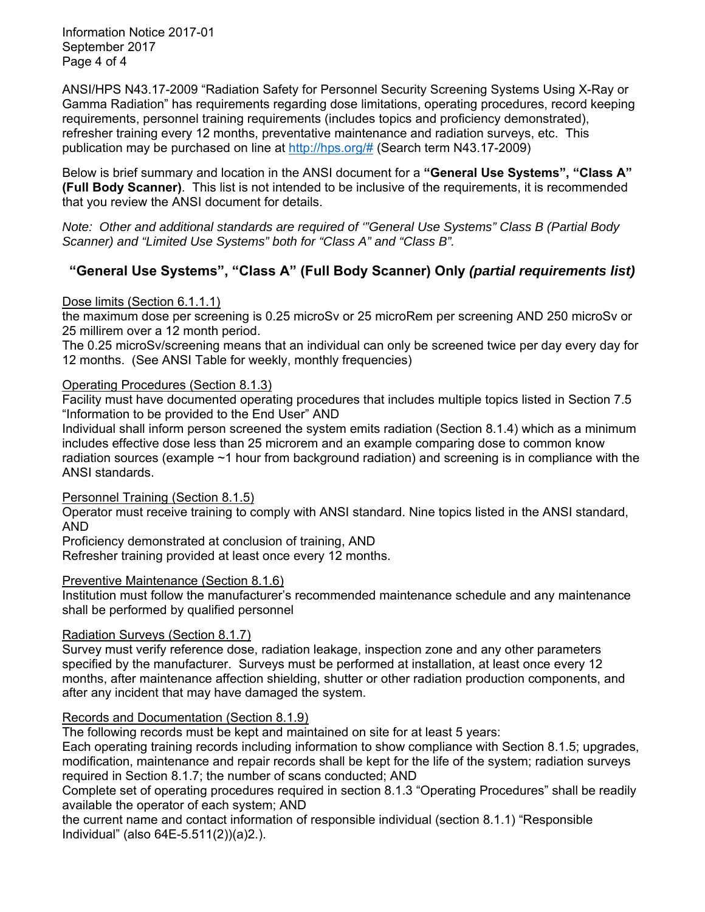ANSI/HPS N43.17-2009 "Radiation Safety for Personnel Security Screening Systems Using X-Ray or Gamma Radiation" has requirements regarding dose limitations, operating procedures, record keeping requirements, personnel training requirements (includes topics and proficiency demonstrated), refresher training every 12 months, preventative maintenance and radiation surveys, etc. This publication may be purchased on line at http://hps.org/# (Search term N43.17-2009)

Below is brief summary and location in the ANSI document for a **"General Use Systems", "Class A" (Full Body Scanner)**. This list is not intended to be inclusive of the requirements, it is recommended that you review the ANSI document for details.

*Note: Other and additional standards are required of '"General Use Systems" Class B (Partial Body Scanner) and "Limited Use Systems" both for "Class A" and "Class B".*

## "General Use Systems", "Class A" (Full Body Scanner) Only *(partial requirements list)*

Dose limits (Section 6.1.1.1)
the maximum dose per screening is 0.25 microSv or 25 microRem per screening AND 250 microSv or 25 millirem over a 12 month period.
The 0.25 microSv/screening means that an individual can only be screened twice per day every day for 12 months. (See ANSI Table for weekly, monthly frequencies)

Operating Procedures (Section 8.1.3)
Facility must have documented operating procedures that includes multiple topics listed in Section 7.5 "Information to be provided to the End User" AND
Individual shall inform person screened the system emits radiation (Section 8.1.4) which as a minimum includes effective dose less than 25 microrem and an example comparing dose to common know radiation sources (example ~1 hour from background radiation) and screening is in compliance with the ANSI standards.

Personnel Training (Section 8.1.5)
Operator must receive training to comply with ANSI standard. Nine topics listed in the ANSI standard, AND
Proficiency demonstrated at conclusion of training, AND
Refresher training provided at least once every 12 months.

Preventive Maintenance (Section 8.1.6)
Institution must follow the manufacturer's recommended maintenance schedule and any maintenance shall be performed by qualified personnel

Radiation Surveys (Section 8.1.7)
Survey must verify reference dose, radiation leakage, inspection zone and any other parameters specified by the manufacturer. Surveys must be performed at installation, at least once every 12 months, after maintenance affection shielding, shutter or other radiation production components, and after any incident that may have damaged the system.

Records and Documentation (Section 8.1.9)
The following records must be kept and maintained on site for at least 5 years:
Each operating training records including information to show compliance with Section 8.1.5; upgrades, modification, maintenance and repair records shall be kept for the life of the system; radiation surveys required in Section 8.1.7; the number of scans conducted; AND
Complete set of operating procedures required in section 8.1.3 "Operating Procedures" shall be readily available the operator of each system; AND
the current name and contact information of responsible individual (section 8.1.1) "Responsible Individual" (also 64E-5.511(2))(a)2.).